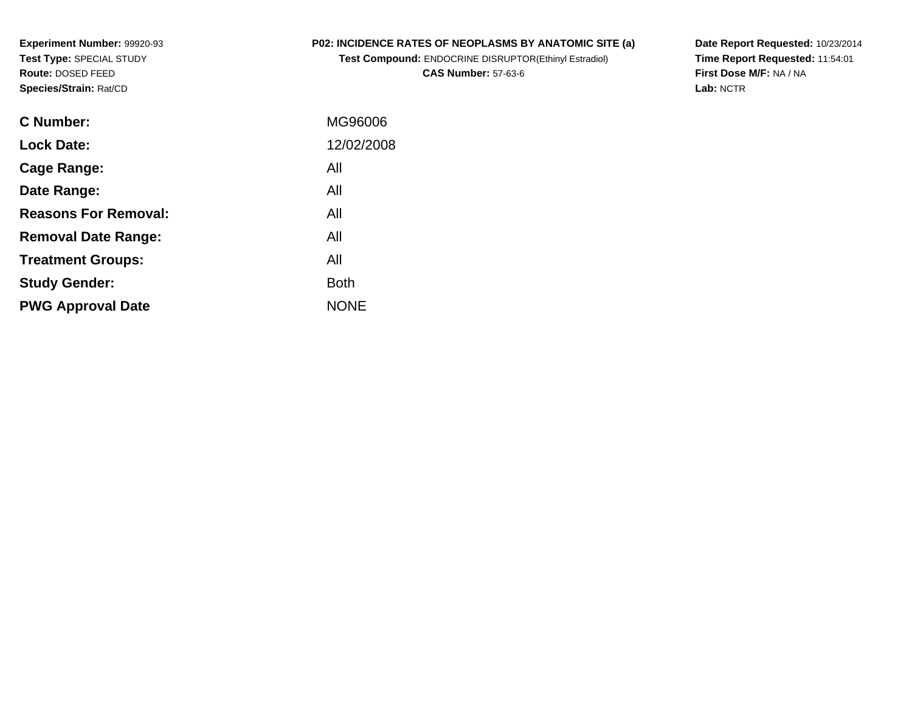**Experiment Number:** 99920-93
**Test Type:** SPECIAL STUDY
**Route:** DOSED FEED
**Species/Strain:** Rat/CD

**P02: INCIDENCE RATES OF NEOPLASMS BY ANATOMIC SITE (a)**
**Test Compound:** ENDOCRINE DISRUPTOR(Ethinyl Estradiol)
**CAS Number:** 57-63-6

**Date Report Requested:** 10/23/2014
**Time Report Requested:** 11:54:01
**First Dose M/F:** NA / NA
**Lab:** NCTR

| | |
|---|---|
| **C Number:** | MG96006 |
| **Lock Date:** | 12/02/2008 |
| **Cage Range:** | All |
| **Date Range:** | All |
| **Reasons For Removal:** | All |
| **Removal Date Range:** | All |
| **Treatment Groups:** | All |
| **Study Gender:** | Both |
| **PWG Approval Date** | NONE |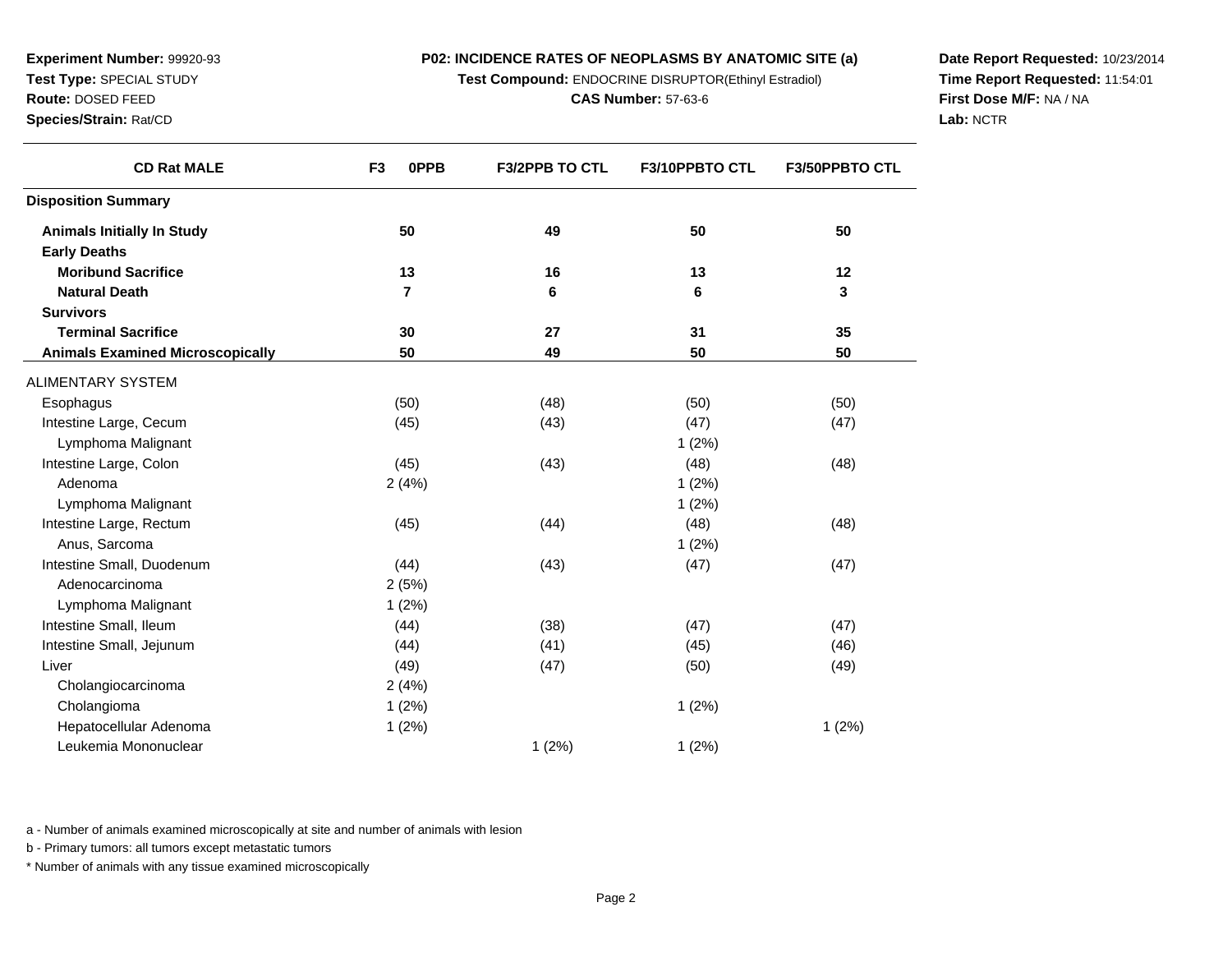**Experiment Number:** 99920-93
**Test Type:** SPECIAL STUDY
**Route:** DOSED FEED
**Species/Strain:** Rat/CD

**P02: INCIDENCE RATES OF NEOPLASMS BY ANATOMIC SITE (a)**
**Test Compound:** ENDOCRINE DISRUPTOR(Ethinyl Estradiol)
**CAS Number:** 57-63-6

**Date Report Requested:** 10/23/2014
**Time Report Requested:** 11:54:01
**First Dose M/F:** NA / NA
**Lab:** NCTR

| CD Rat MALE | F3 0PPB | F3/2PPB TO CTL | F3/10PPBTO CTL | F3/50PPBTO CTL |
|---|---|---|---|---|
| **Disposition Summary** | | | | |
| **Animals Initially In Study** | **50** | **49** | **50** | **50** |
| **Early Deaths** | | | | |
| **Moribund Sacrifice** | **13** | **16** | **13** | **12** |
| **Natural Death** | **7** | **6** | **6** | **3** |
| **Survivors** | | | | |
| **Terminal Sacrifice** | **30** | **27** | **31** | **35** |
| **Animals Examined Microscopically** | **50** | **49** | **50** | **50** |
| ALIMENTARY SYSTEM | | | | |
| Esophagus | (50) | (48) | (50) | (50) |
| Intestine Large, Cecum | (45) | (43) | (47) | (47) |
| Lymphoma Malignant | | | 1 (2%) | |
| Intestine Large, Colon | (45) | (43) | (48) | (48) |
| Adenoma | 2 (4%) | | 1 (2%) | |
| Lymphoma Malignant | | | 1 (2%) | |
| Intestine Large, Rectum | (45) | (44) | (48) | (48) |
| Anus, Sarcoma | | | 1 (2%) | |
| Intestine Small, Duodenum | (44) | (43) | (47) | (47) |
| Adenocarcinoma | 2 (5%) | | | |
| Lymphoma Malignant | 1 (2%) | | | |
| Intestine Small, Ileum | (44) | (38) | (47) | (47) |
| Intestine Small, Jejunum | (44) | (41) | (45) | (46) |
| Liver | (49) | (47) | (50) | (49) |
| Cholangiocarcinoma | 2 (4%) | | | |
| Cholangioma | 1 (2%) | | 1 (2%) | |
| Hepatocellular Adenoma | 1 (2%) | | | 1 (2%) |
| Leukemia Mononuclear | | 1 (2%) | 1 (2%) | |

a - Number of animals examined microscopically at site and number of animals with lesion

b - Primary tumors: all tumors except metastatic tumors

* Number of animals with any tissue examined microscopically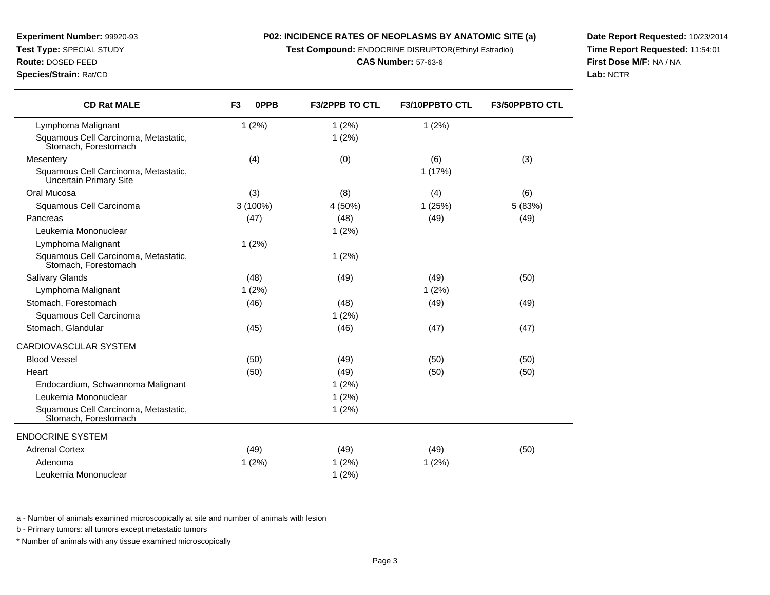**Experiment Number:** 99920-93
**Test Type:** SPECIAL STUDY
**Route:** DOSED FEED
**Species/Strain:** Rat/CD

**P02: INCIDENCE RATES OF NEOPLASMS BY ANATOMIC SITE (a)**
**Test Compound:** ENDOCRINE DISRUPTOR(Ethinyl Estradiol)
**CAS Number:** 57-63-6

**Date Report Requested:** 10/23/2014
**Time Report Requested:** 11:54:01
**First Dose M/F:** NA / NA
**Lab:** NCTR

| CD Rat MALE | F3 0PPB | F3/2PPB TO CTL | F3/10PPBTO CTL | F3/50PPBTO CTL |
|---|---|---|---|---|
| Lymphoma Malignant | 1 (2%) | 1 (2%) | 1 (2%) | |
| Squamous Cell Carcinoma, Metastatic, Stomach, Forestomach | | 1 (2%) | | |
| Mesentery | (4) | (0) | (6) | (3) |
| Squamous Cell Carcinoma, Metastatic, Uncertain Primary Site | | | 1 (17%) | |
| Oral Mucosa | (3) | (8) | (4) | (6) |
| Squamous Cell Carcinoma | 3 (100%) | 4 (50%) | 1 (25%) | 5 (83%) |
| Pancreas | (47) | (48) | (49) | (49) |
| Leukemia Mononuclear | | 1 (2%) | | |
| Lymphoma Malignant | 1 (2%) | | | |
| Squamous Cell Carcinoma, Metastatic, Stomach, Forestomach | | 1 (2%) | | |
| Salivary Glands | (48) | (49) | (49) | (50) |
| Lymphoma Malignant | 1 (2%) | | 1 (2%) | |
| Stomach, Forestomach | (46) | (48) | (49) | (49) |
| Squamous Cell Carcinoma | | 1 (2%) | | |
| Stomach, Glandular | (45) | (46) | (47) | (47) |
| CARDIOVASCULAR SYSTEM | | | | |
| Blood Vessel | (50) | (49) | (50) | (50) |
| Heart | (50) | (49) | (50) | (50) |
| Endocardium, Schwannoma Malignant | | 1 (2%) | | |
| Leukemia Mononuclear | | 1 (2%) | | |
| Squamous Cell Carcinoma, Metastatic, Stomach, Forestomach | | 1 (2%) | | |
| ENDOCRINE SYSTEM | | | | |
| Adrenal Cortex | (49) | (49) | (49) | (50) |
| Adenoma | 1 (2%) | 1 (2%) | 1 (2%) | |
| Leukemia Mononuclear | | 1 (2%) | | |

a - Number of animals examined microscopically at site and number of animals with lesion

b - Primary tumors: all tumors except metastatic tumors

* Number of animals with any tissue examined microscopically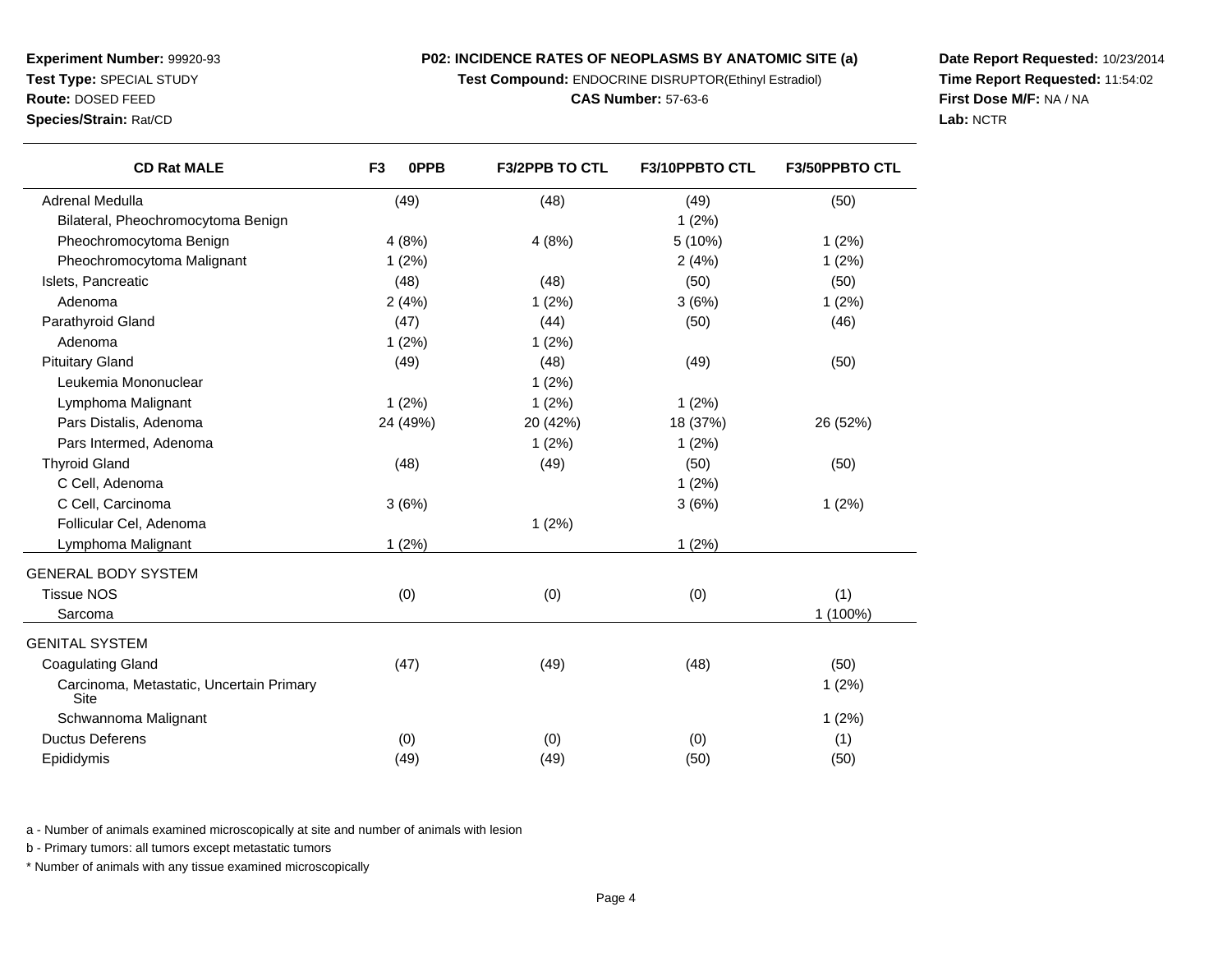**Experiment Number:** 99920-93
**Test Type:** SPECIAL STUDY
**Route:** DOSED FEED
**Species/Strain:** Rat/CD

**P02: INCIDENCE RATES OF NEOPLASMS BY ANATOMIC SITE (a)**
**Test Compound:** ENDOCRINE DISRUPTOR(Ethinyl Estradiol)
**CAS Number:** 57-63-6

**Date Report Requested:** 10/23/2014
**Time Report Requested:** 11:54:02
**First Dose M/F:** NA / NA
**Lab:** NCTR

| CD Rat MALE | F3 0PPB | F3/2PPB TO CTL | F3/10PPBTO CTL | F3/50PPBTO CTL |
|---|---|---|---|---|
| Adrenal Medulla | (49) | (48) | (49) | (50) |
| Bilateral, Pheochromocytoma Benign | | | 1 (2%) | |
| Pheochromocytoma Benign | 4 (8%) | 4 (8%) | 5 (10%) | 1 (2%) |
| Pheochromocytoma Malignant | 1 (2%) | | 2 (4%) | 1 (2%) |
| Islets, Pancreatic | (48) | (48) | (50) | (50) |
| Adenoma | 2 (4%) | 1 (2%) | 3 (6%) | 1 (2%) |
| Parathyroid Gland | (47) | (44) | (50) | (46) |
| Adenoma | 1 (2%) | 1 (2%) | | |
| Pituitary Gland | (49) | (48) | (49) | (50) |
| Leukemia Mononuclear | | 1 (2%) | | |
| Lymphoma Malignant | 1 (2%) | 1 (2%) | 1 (2%) | |
| Pars Distalis, Adenoma | 24 (49%) | 20 (42%) | 18 (37%) | 26 (52%) |
| Pars Intermed, Adenoma | | 1 (2%) | 1 (2%) | |
| Thyroid Gland | (48) | (49) | (50) | (50) |
| C Cell, Adenoma | | | 1 (2%) | |
| C Cell, Carcinoma | 3 (6%) | | 3 (6%) | 1 (2%) |
| Follicular Cel, Adenoma | | 1 (2%) | | |
| Lymphoma Malignant | 1 (2%) | | 1 (2%) | |
| GENERAL BODY SYSTEM | | | | |
| Tissue NOS | (0) | (0) | (0) | (1) |
| Sarcoma | | | | 1 (100%) |
| GENITAL SYSTEM | | | | |
| Coagulating Gland | (47) | (49) | (48) | (50) |
| Carcinoma, Metastatic, Uncertain Primary Site | | | | 1 (2%) |
| Schwannoma Malignant | | | | 1 (2%) |
| Ductus Deferens | (0) | (0) | (0) | (1) |
| Epididymis | (49) | (49) | (50) | (50) |

a - Number of animals examined microscopically at site and number of animals with lesion

b - Primary tumors: all tumors except metastatic tumors

* Number of animals with any tissue examined microscopically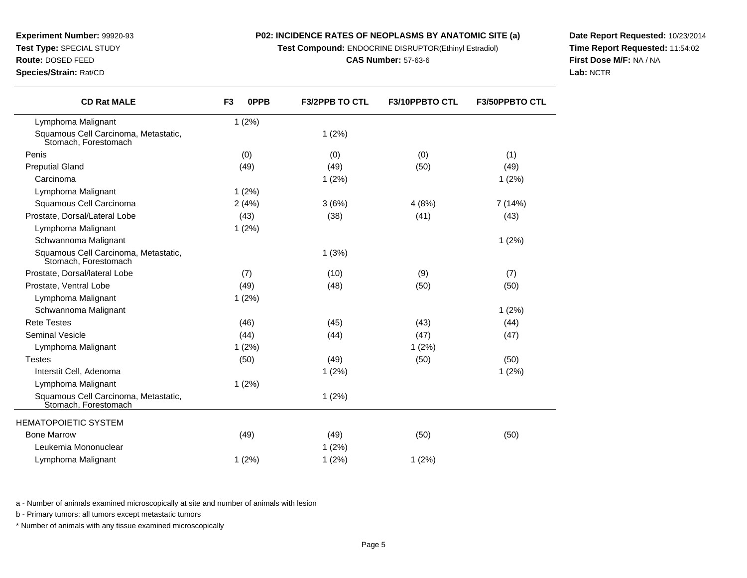**Experiment Number:** 99920-93
**Test Type:** SPECIAL STUDY
**Route:** DOSED FEED
**Species/Strain:** Rat/CD

**P02: INCIDENCE RATES OF NEOPLASMS BY ANATOMIC SITE (a)**
**Test Compound:** ENDOCRINE DISRUPTOR(Ethinyl Estradiol)
**CAS Number:** 57-63-6

**Date Report Requested:** 10/23/2014
**Time Report Requested:** 11:54:02
**First Dose M/F:** NA / NA
**Lab:** NCTR

| CD Rat MALE | F3 0PPB | F3/2PPB TO CTL | F3/10PPBTO CTL | F3/50PPBTO CTL |
|---|---|---|---|---|
| Lymphoma Malignant | 1 (2%) | | | |
| Squamous Cell Carcinoma, Metastatic, Stomach, Forestomach | | 1 (2%) | | |
| Penis | (0) | (0) | (0) | (1) |
| Preputial Gland | (49) | (49) | (50) | (49) |
| Carcinoma | | 1 (2%) | | 1 (2%) |
| Lymphoma Malignant | 1 (2%) | | | |
| Squamous Cell Carcinoma | 2 (4%) | 3 (6%) | 4 (8%) | 7 (14%) |
| Prostate, Dorsal/Lateral Lobe | (43) | (38) | (41) | (43) |
| Lymphoma Malignant | 1 (2%) | | | |
| Schwannoma Malignant | | | | 1 (2%) |
| Squamous Cell Carcinoma, Metastatic, Stomach, Forestomach | | 1 (3%) | | |
| Prostate, Dorsal/lateral Lobe | (7) | (10) | (9) | (7) |
| Prostate, Ventral Lobe | (49) | (48) | (50) | (50) |
| Lymphoma Malignant | 1 (2%) | | | |
| Schwannoma Malignant | | | | 1 (2%) |
| Rete Testes | (46) | (45) | (43) | (44) |
| Seminal Vesicle | (44) | (44) | (47) | (47) |
| Lymphoma Malignant | 1 (2%) | | 1 (2%) | |
| Testes | (50) | (49) | (50) | (50) |
| Interstit Cell, Adenoma | | 1 (2%) | | 1 (2%) |
| Lymphoma Malignant | 1 (2%) | | | |
| Squamous Cell Carcinoma, Metastatic, Stomach, Forestomach | | 1 (2%) | | |
| HEMATOPOIETIC SYSTEM | | | | |
| Bone Marrow | (49) | (49) | (50) | (50) |
| Leukemia Mononuclear | | 1 (2%) | | |
| Lymphoma Malignant | 1 (2%) | 1 (2%) | 1 (2%) | |

a - Number of animals examined microscopically at site and number of animals with lesion

b - Primary tumors: all tumors except metastatic tumors

* Number of animals with any tissue examined microscopically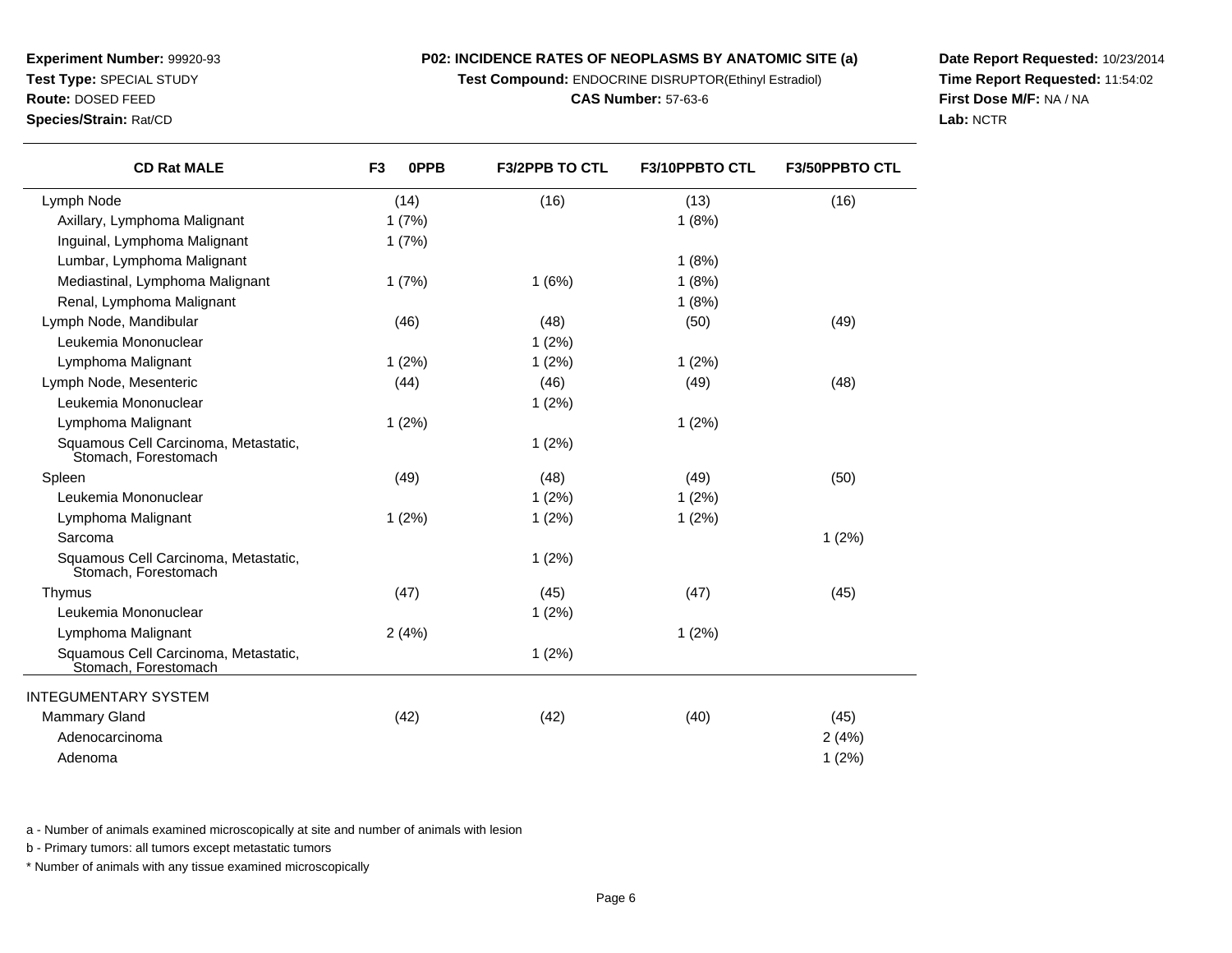**Experiment Number:** 99920-93
**Test Type:** SPECIAL STUDY
**Route:** DOSED FEED
**Species/Strain:** Rat/CD

**P02: INCIDENCE RATES OF NEOPLASMS BY ANATOMIC SITE (a)**
**Test Compound:** ENDOCRINE DISRUPTOR(Ethinyl Estradiol)
**CAS Number:** 57-63-6

**Date Report Requested:** 10/23/2014
**Time Report Requested:** 11:54:02
**First Dose M/F:** NA / NA
**Lab:** NCTR

| CD Rat MALE | F3 0PPB | F3/2PPB TO CTL | F3/10PPBTO CTL | F3/50PPBTO CTL |
|---|---|---|---|---|
| Lymph Node | (14) | (16) | (13) | (16) |
| Axillary, Lymphoma Malignant | 1 (7%) | | 1 (8%) | |
| Inguinal, Lymphoma Malignant | 1 (7%) | | | |
| Lumbar, Lymphoma Malignant | | | 1 (8%) | |
| Mediastinal, Lymphoma Malignant | 1 (7%) | 1 (6%) | 1 (8%) | |
| Renal, Lymphoma Malignant | | | 1 (8%) | |
| Lymph Node, Mandibular | (46) | (48) | (50) | (49) |
| Leukemia Mononuclear | | 1 (2%) | | |
| Lymphoma Malignant | 1 (2%) | 1 (2%) | 1 (2%) | |
| Lymph Node, Mesenteric | (44) | (46) | (49) | (48) |
| Leukemia Mononuclear | | 1 (2%) | | |
| Lymphoma Malignant | 1 (2%) | | 1 (2%) | |
| Squamous Cell Carcinoma, Metastatic, Stomach, Forestomach | | 1 (2%) | | |
| Spleen | (49) | (48) | (49) | (50) |
| Leukemia Mononuclear | | 1 (2%) | 1 (2%) | |
| Lymphoma Malignant | 1 (2%) | 1 (2%) | 1 (2%) | |
| Sarcoma | | | | 1 (2%) |
| Squamous Cell Carcinoma, Metastatic, Stomach, Forestomach | | 1 (2%) | | |
| Thymus | (47) | (45) | (47) | (45) |
| Leukemia Mononuclear | | 1 (2%) | | |
| Lymphoma Malignant | 2 (4%) | | 1 (2%) | |
| Squamous Cell Carcinoma, Metastatic, Stomach, Forestomach | | 1 (2%) | | |
| INTEGUMENTARY SYSTEM | | | | |
| Mammary Gland | (42) | (42) | (40) | (45) |
| Adenocarcinoma | | | | 2 (4%) |
| Adenoma | | | | 1 (2%) |

a - Number of animals examined microscopically at site and number of animals with lesion

b - Primary tumors: all tumors except metastatic tumors

* Number of animals with any tissue examined microscopically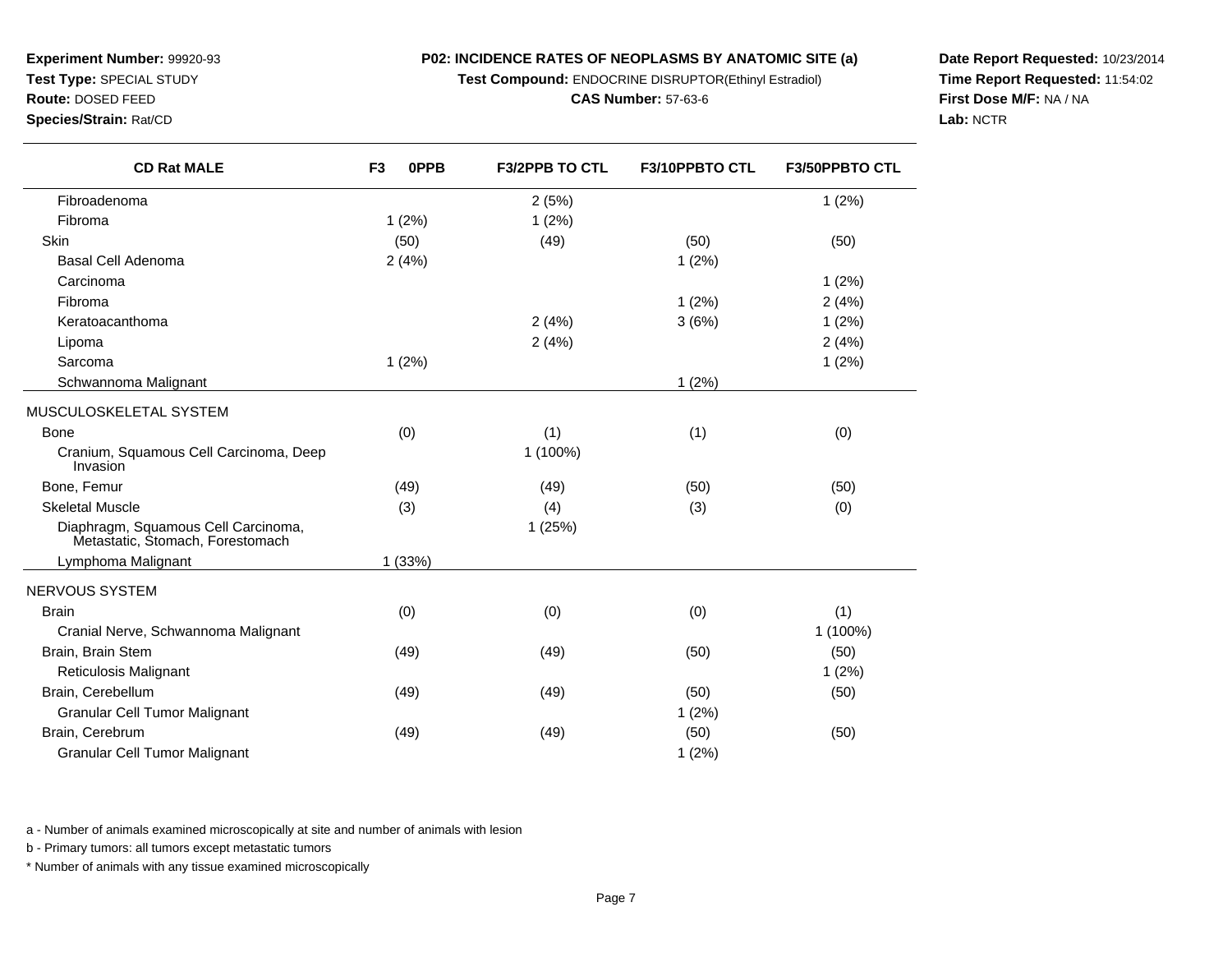**Experiment Number:** 99920-93
**Test Type:** SPECIAL STUDY
**Route:** DOSED FEED
**Species/Strain:** Rat/CD

**P02: INCIDENCE RATES OF NEOPLASMS BY ANATOMIC SITE (a)**
**Test Compound:** ENDOCRINE DISRUPTOR(Ethinyl Estradiol)
**CAS Number:** 57-63-6

**Date Report Requested:** 10/23/2014
**Time Report Requested:** 11:54:02
**First Dose M/F:** NA / NA
**Lab:** NCTR

| CD Rat MALE | F3 0PPB | F3/2PPB TO CTL | F3/10PPBTO CTL | F3/50PPBTO CTL |
|---|---|---|---|---|
| Fibroadenoma | | 2 (5%) | | 1 (2%) |
| Fibroma | 1 (2%) | 1 (2%) | | |
| Skin | (50) | (49) | (50) | (50) |
| Basal Cell Adenoma | 2 (4%) | | 1 (2%) | |
| Carcinoma | | | | 1 (2%) |
| Fibroma | | | 1 (2%) | 2 (4%) |
| Keratoacanthoma | | 2 (4%) | 3 (6%) | 1 (2%) |
| Lipoma | | 2 (4%) | | 2 (4%) |
| Sarcoma | 1 (2%) | | | 1 (2%) |
| Schwannoma Malignant | | | 1 (2%) | |
| MUSCULOSKELETAL SYSTEM | | | | |
| Bone | (0) | (1) | (1) | (0) |
| Cranium, Squamous Cell Carcinoma, Deep Invasion | | 1 (100%) | | |
| Bone, Femur | (49) | (49) | (50) | (50) |
| Skeletal Muscle | (3) | (4) | (3) | (0) |
| Diaphragm, Squamous Cell Carcinoma, Metastatic, Stomach, Forestomach | | 1 (25%) | | |
| Lymphoma Malignant | 1 (33%) | | | |
| NERVOUS SYSTEM | | | | |
| Brain | (0) | (0) | (0) | (1) |
| Cranial Nerve, Schwannoma Malignant | | | | 1 (100%) |
| Brain, Brain Stem | (49) | (49) | (50) | (50) |
| Reticulosis Malignant | | | | 1 (2%) |
| Brain, Cerebellum | (49) | (49) | (50) | (50) |
| Granular Cell Tumor Malignant | | | 1 (2%) | |
| Brain, Cerebrum | (49) | (49) | (50) | (50) |
| Granular Cell Tumor Malignant | | | 1 (2%) | |

a - Number of animals examined microscopically at site and number of animals with lesion

b - Primary tumors: all tumors except metastatic tumors

* Number of animals with any tissue examined microscopically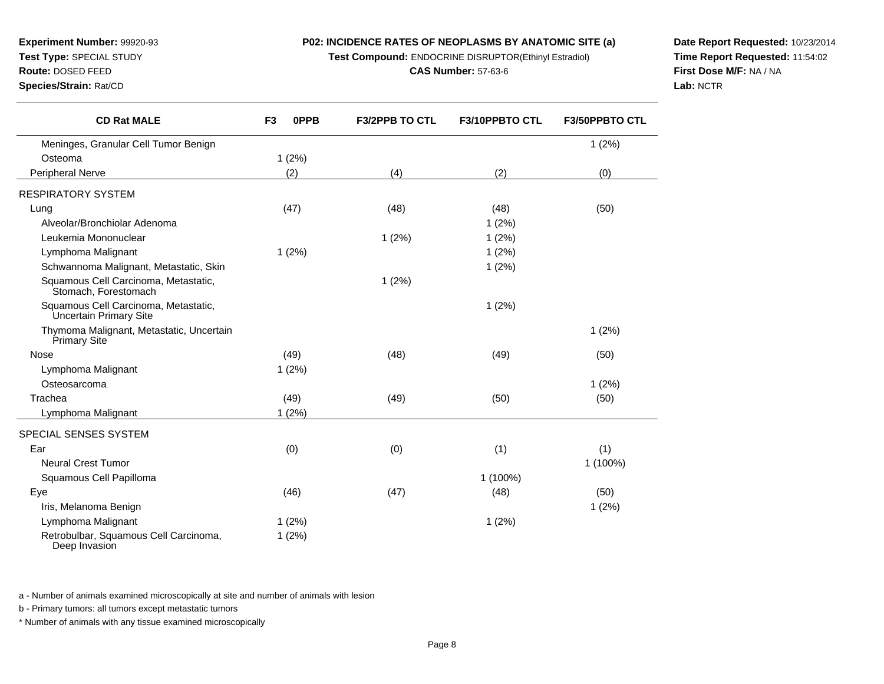**Experiment Number:** 99920-93
**Test Type:** SPECIAL STUDY
**Route:** DOSED FEED
**Species/Strain:** Rat/CD

**P02: INCIDENCE RATES OF NEOPLASMS BY ANATOMIC SITE (a)**
**Test Compound:** ENDOCRINE DISRUPTOR(Ethinyl Estradiol)
**CAS Number:** 57-63-6

**Date Report Requested:** 10/23/2014
**Time Report Requested:** 11:54:02
**First Dose M/F:** NA / NA
**Lab:** NCTR

| CD Rat MALE | F3 0PPB | F3/2PPB TO CTL | F3/10PPBTO CTL | F3/50PPBTO CTL |
|---|---|---|---|---|
| Meninges, Granular Cell Tumor Benign | | | | 1 (2%) |
| Osteoma | 1 (2%) | | | |
| Peripheral Nerve | (2) | (4) | (2) | (0) |
| RESPIRATORY SYSTEM | | | | |
| Lung | (47) | (48) | (48) | (50) |
| Alveolar/Bronchiolar Adenoma | | | 1 (2%) | |
| Leukemia Mononuclear | | 1 (2%) | 1 (2%) | |
| Lymphoma Malignant | 1 (2%) | | 1 (2%) | |
| Schwannoma Malignant, Metastatic, Skin | | | 1 (2%) | |
| Squamous Cell Carcinoma, Metastatic, Stomach, Forestomach | | 1 (2%) | | |
| Squamous Cell Carcinoma, Metastatic, Uncertain Primary Site | | | 1 (2%) | |
| Thymoma Malignant, Metastatic, Uncertain Primary Site | | | | 1 (2%) |
| Nose | (49) | (48) | (49) | (50) |
| Lymphoma Malignant | 1 (2%) | | | |
| Osteosarcoma | | | | 1 (2%) |
| Trachea | (49) | (49) | (50) | (50) |
| Lymphoma Malignant | 1 (2%) | | | |
| SPECIAL SENSES SYSTEM | | | | |
| Ear | (0) | (0) | (1) | (1) |
| Neural Crest Tumor | | | | 1 (100%) |
| Squamous Cell Papilloma | | | 1 (100%) | |
| Eye | (46) | (47) | (48) | (50) |
| Iris, Melanoma Benign | | | | 1 (2%) |
| Lymphoma Malignant | 1 (2%) | | 1 (2%) | |
| Retrobulbar, Squamous Cell Carcinoma, Deep Invasion | 1 (2%) | | | |

a - Number of animals examined microscopically at site and number of animals with lesion

b - Primary tumors: all tumors except metastatic tumors

* Number of animals with any tissue examined microscopically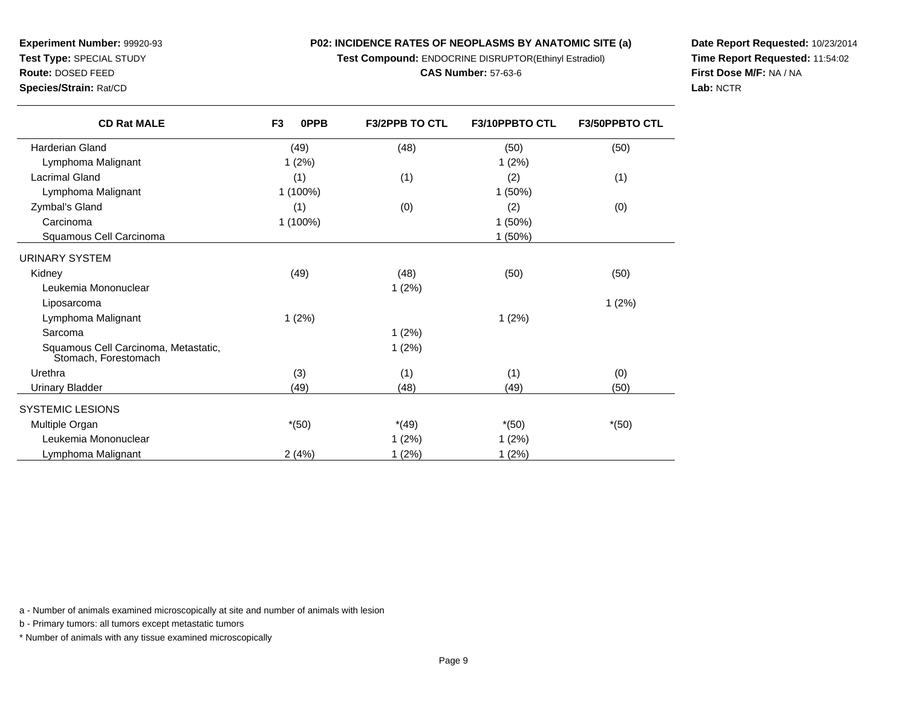**Experiment Number:** 99920-93
**Test Type:** SPECIAL STUDY
**Route:** DOSED FEED
**Species/Strain:** Rat/CD

**P02: INCIDENCE RATES OF NEOPLASMS BY ANATOMIC SITE (a)**
**Test Compound:** ENDOCRINE DISRUPTOR(Ethinyl Estradiol)
**CAS Number:** 57-63-6

**Date Report Requested:** 10/23/2014
**Time Report Requested:** 11:54:02
**First Dose M/F:** NA / NA
**Lab:** NCTR

| CD Rat MALE | F3 0PPB | F3/2PPB TO CTL | F3/10PPBTO CTL | F3/50PPBTO CTL |
|---|---|---|---|---|
| Harderian Gland | (49) | (48) | (50) | (50) |
| Lymphoma Malignant | 1 (2%) | | 1 (2%) | |
| Lacrimal Gland | (1) | (1) | (2) | (1) |
| Lymphoma Malignant | 1 (100%) | | 1 (50%) | |
| Zymbal's Gland | (1) | (0) | (2) | (0) |
| Carcinoma | 1 (100%) | | 1 (50%) | |
| Squamous Cell Carcinoma | | | 1 (50%) | |
| URINARY SYSTEM | | | | |
| Kidney | (49) | (48) | (50) | (50) |
| Leukemia Mononuclear | | 1 (2%) | | |
| Liposarcoma | | | | 1 (2%) |
| Lymphoma Malignant | 1 (2%) | | 1 (2%) | |
| Sarcoma | | 1 (2%) | | |
| Squamous Cell Carcinoma, Metastatic, Stomach, Forestomach | | 1 (2%) | | |
| Urethra | (3) | (1) | (1) | (0) |
| Urinary Bladder | (49) | (48) | (49) | (50) |
| SYSTEMIC LESIONS | | | | |
| Multiple Organ | *(50) | *(49) | *(50) | *(50) |
| Leukemia Mononuclear | | 1 (2%) | 1 (2%) | |
| Lymphoma Malignant | 2 (4%) | 1 (2%) | 1 (2%) | |

a - Number of animals examined microscopically at site and number of animals with lesion

b - Primary tumors: all tumors except metastatic tumors

* Number of animals with any tissue examined microscopically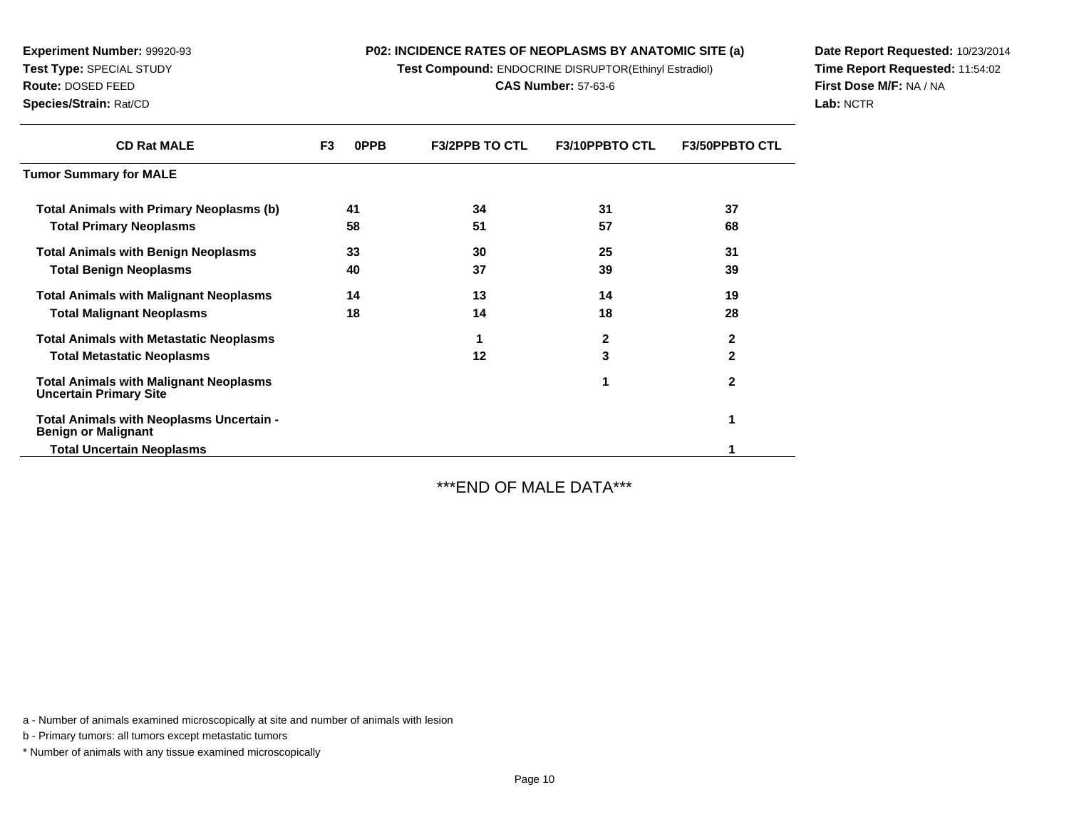**Experiment Number:** 99920-93
**Test Type:** SPECIAL STUDY
**Route:** DOSED FEED
**Species/Strain:** Rat/CD

**P02: INCIDENCE RATES OF NEOPLASMS BY ANATOMIC SITE (a)**
**Test Compound:** ENDOCRINE DISRUPTOR(Ethinyl Estradiol)
**CAS Number:** 57-63-6

**Date Report Requested:** 10/23/2014
**Time Report Requested:** 11:54:02
**First Dose M/F:** NA / NA
**Lab:** NCTR

| CD Rat MALE | F3 0PPB | F3/2PPB TO CTL | F3/10PPBTO CTL | F3/50PPBTO CTL |
|---|---|---|---|---|
| **Tumor Summary for MALE** | | | | |
| Total Animals with Primary Neoplasms (b) | 41 | 34 | 31 | 37 |
| Total Primary Neoplasms | 58 | 51 | 57 | 68 |
| Total Animals with Benign Neoplasms | 33 | 30 | 25 | 31 |
| Total Benign Neoplasms | 40 | 37 | 39 | 39 |
| Total Animals with Malignant Neoplasms | 14 | 13 | 14 | 19 |
| Total Malignant Neoplasms | 18 | 14 | 18 | 28 |
| Total Animals with Metastatic Neoplasms | | 1 | 2 | 2 |
| Total Metastatic Neoplasms | | 12 | 3 | 2 |
| Total Animals with Malignant Neoplasms Uncertain Primary Site | | | 1 | 2 |
| Total Animals with Neoplasms Uncertain - Benign or Malignant | | | | 1 |
| Total Uncertain Neoplasms | | | | 1 |

***END OF MALE DATA***

a - Number of animals examined microscopically at site and number of animals with lesion

b - Primary tumors: all tumors except metastatic tumors

* Number of animals with any tissue examined microscopically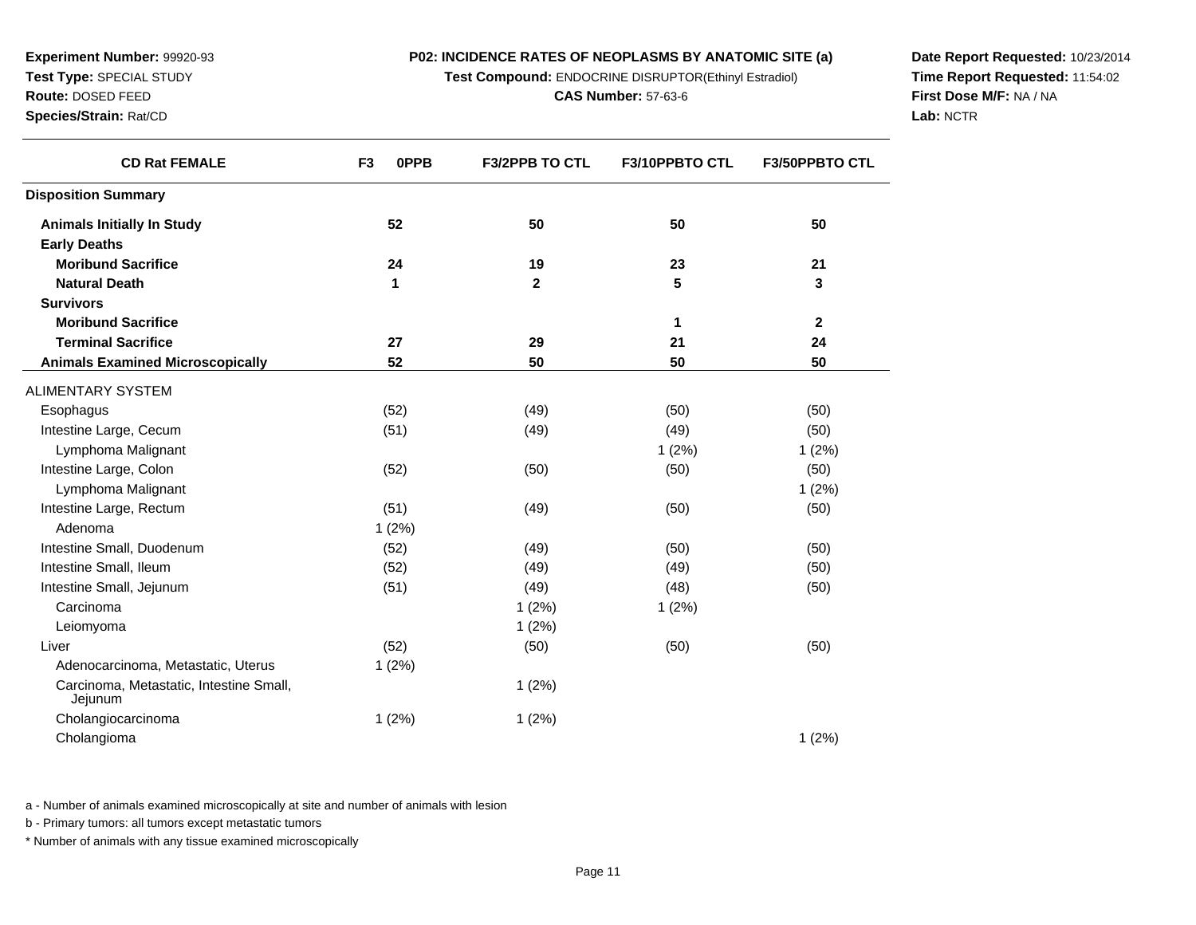**Experiment Number:** 99920-93
**Test Type:** SPECIAL STUDY
**Route:** DOSED FEED
**Species/Strain:** Rat/CD

**P02: INCIDENCE RATES OF NEOPLASMS BY ANATOMIC SITE (a)**
**Test Compound:** ENDOCRINE DISRUPTOR(Ethinyl Estradiol)
**CAS Number:** 57-63-6

**Date Report Requested:** 10/23/2014
**Time Report Requested:** 11:54:02
**First Dose M/F:** NA / NA
**Lab:** NCTR

| CD Rat FEMALE | F3 0PPB | F3/2PPB TO CTL | F3/10PPBTO CTL | F3/50PPBTO CTL |
|---|---|---|---|---|
| **Disposition Summary** | | | | |
| **Animals Initially In Study** | **52** | **50** | **50** | **50** |
| **Early Deaths** | | | | |
| **Moribund Sacrifice** | **24** | **19** | **23** | **21** |
| **Natural Death** | **1** | **2** | **5** | **3** |
| **Survivors** | | | | |
| **Moribund Sacrifice** | | | **1** | **2** |
| **Terminal Sacrifice** | **27** | **29** | **21** | **24** |
| **Animals Examined Microscopically** | **52** | **50** | **50** | **50** |
| ALIMENTARY SYSTEM | | | | |
| Esophagus | (52) | (49) | (50) | (50) |
| Intestine Large, Cecum | (51) | (49) | (49) | (50) |
| Lymphoma Malignant | | | 1 (2%) | 1 (2%) |
| Intestine Large, Colon | (52) | (50) | (50) | (50) |
| Lymphoma Malignant | | | | 1 (2%) |
| Intestine Large, Rectum | (51) | (49) | (50) | (50) |
| Adenoma | 1 (2%) | | | |
| Intestine Small, Duodenum | (52) | (49) | (50) | (50) |
| Intestine Small, Ileum | (52) | (49) | (49) | (50) |
| Intestine Small, Jejunum | (51) | (49) | (48) | (50) |
| Carcinoma | | 1 (2%) | 1 (2%) | |
| Leiomyoma | | 1 (2%) | | |
| Liver | (52) | (50) | (50) | (50) |
| Adenocarcinoma, Metastatic, Uterus | 1 (2%) | | | |
| Carcinoma, Metastatic, Intestine Small, Jejunum | | 1 (2%) | | |
| Cholangiocarcinoma | 1 (2%) | 1 (2%) | | |
| Cholangioma | | | | 1 (2%) |

a - Number of animals examined microscopically at site and number of animals with lesion

b - Primary tumors: all tumors except metastatic tumors

* Number of animals with any tissue examined microscopically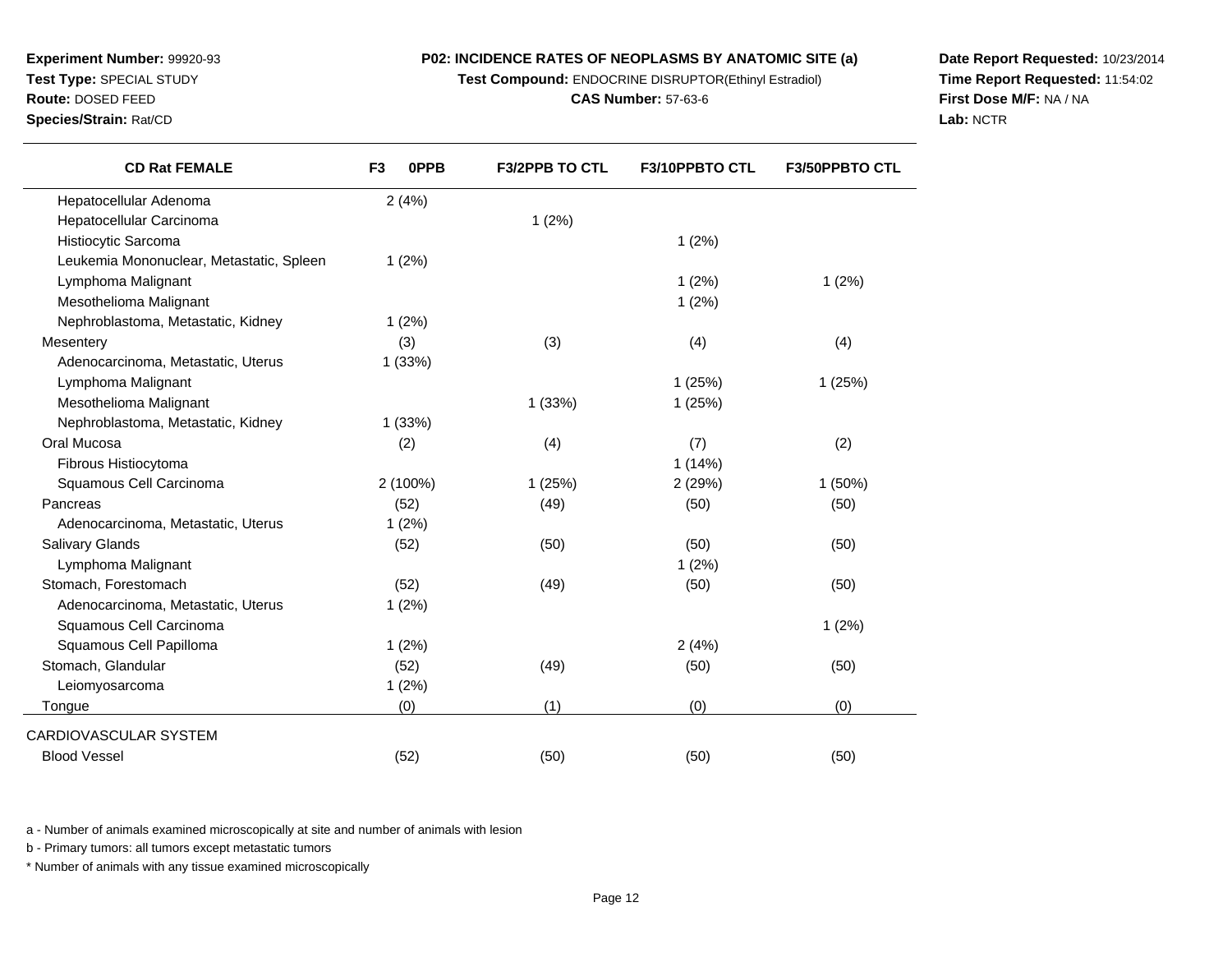**Experiment Number:** 99920-93
**Test Type:** SPECIAL STUDY
**Route:** DOSED FEED
**Species/Strain:** Rat/CD

**P02: INCIDENCE RATES OF NEOPLASMS BY ANATOMIC SITE (a)**
**Test Compound:** ENDOCRINE DISRUPTOR(Ethinyl Estradiol)
**CAS Number:** 57-63-6

**Date Report Requested:** 10/23/2014
**Time Report Requested:** 11:54:02
**First Dose M/F:** NA / NA
**Lab:** NCTR

| CD Rat FEMALE | F3 0PPB | F3/2PPB TO CTL | F3/10PPBTO CTL | F3/50PPBTO CTL |
|---|---|---|---|---|
| Hepatocellular Adenoma | 2 (4%) | | | |
| Hepatocellular Carcinoma | | 1 (2%) | | |
| Histiocytic Sarcoma | | | 1 (2%) | |
| Leukemia Mononuclear, Metastatic, Spleen | 1 (2%) | | | |
| Lymphoma Malignant | | | 1 (2%) | 1 (2%) |
| Mesothelioma Malignant | | | 1 (2%) | |
| Nephroblastoma, Metastatic, Kidney | 1 (2%) | | | |
| Mesentery | (3) | (3) | (4) | (4) |
| Adenocarcinoma, Metastatic, Uterus | 1 (33%) | | | |
| Lymphoma Malignant | | | 1 (25%) | 1 (25%) |
| Mesothelioma Malignant | | 1 (33%) | 1 (25%) | |
| Nephroblastoma, Metastatic, Kidney | 1 (33%) | | | |
| Oral Mucosa | (2) | (4) | (7) | (2) |
| Fibrous Histiocytoma | | | 1 (14%) | |
| Squamous Cell Carcinoma | 2 (100%) | 1 (25%) | 2 (29%) | 1 (50%) |
| Pancreas | (52) | (49) | (50) | (50) |
| Adenocarcinoma, Metastatic, Uterus | 1 (2%) | | | |
| Salivary Glands | (52) | (50) | (50) | (50) |
| Lymphoma Malignant | | | 1 (2%) | |
| Stomach, Forestomach | (52) | (49) | (50) | (50) |
| Adenocarcinoma, Metastatic, Uterus | 1 (2%) | | | |
| Squamous Cell Carcinoma | | | | 1 (2%) |
| Squamous Cell Papilloma | 1 (2%) | | 2 (4%) | |
| Stomach, Glandular | (52) | (49) | (50) | (50) |
| Leiomyosarcoma | 1 (2%) | | | |
| Tongue | (0) | (1) | (0) | (0) |
| CARDIOVASCULAR SYSTEM | | | | |
| Blood Vessel | (52) | (50) | (50) | (50) |

a - Number of animals examined microscopically at site and number of animals with lesion

b - Primary tumors: all tumors except metastatic tumors

* Number of animals with any tissue examined microscopically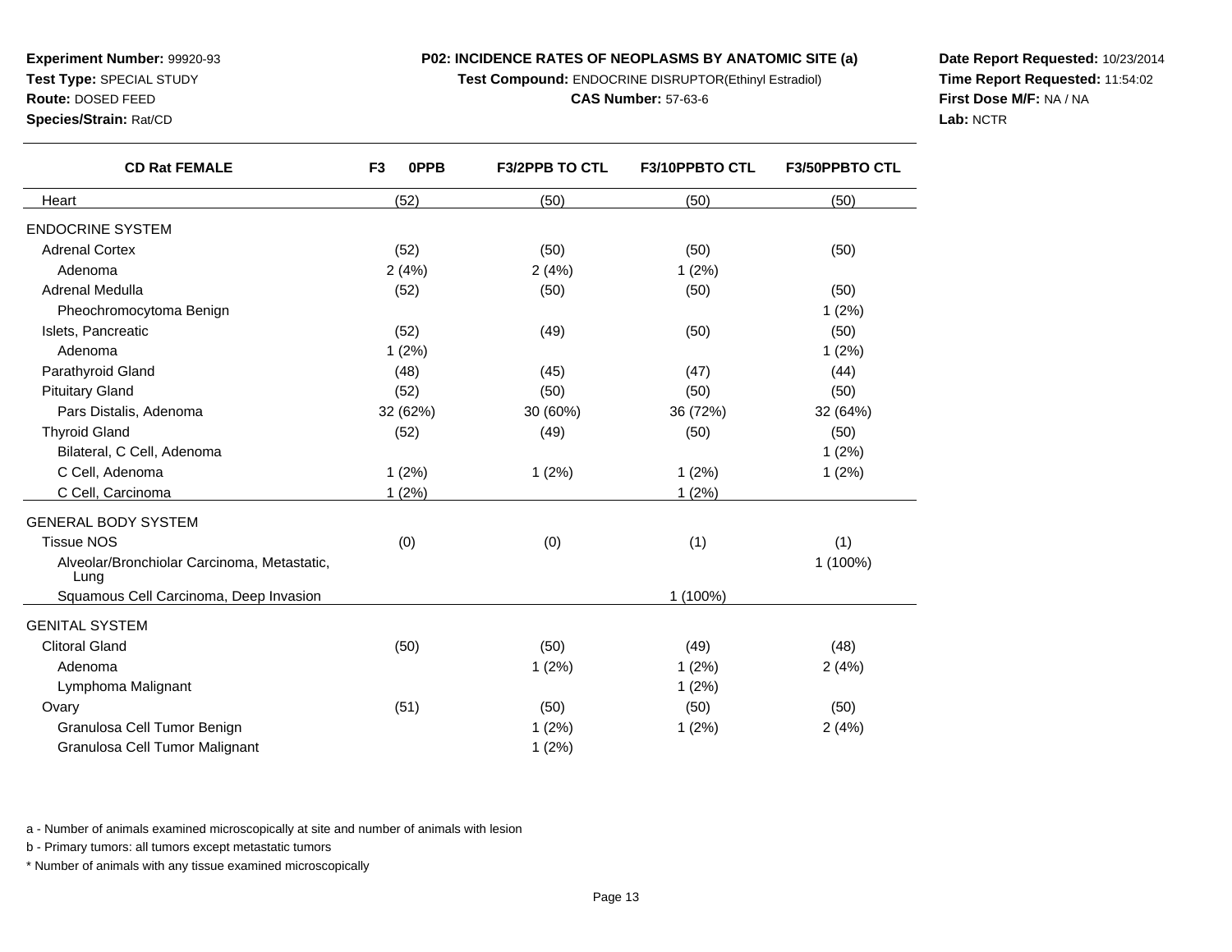**Experiment Number:** 99920-93
**Test Type:** SPECIAL STUDY
**Route:** DOSED FEED
**Species/Strain:** Rat/CD

**P02: INCIDENCE RATES OF NEOPLASMS BY ANATOMIC SITE (a)**
**Test Compound:** ENDOCRINE DISRUPTOR(Ethinyl Estradiol)
**CAS Number:** 57-63-6

**Date Report Requested:** 10/23/2014
**Time Report Requested:** 11:54:02
**First Dose M/F:** NA / NA
**Lab:** NCTR

| CD Rat FEMALE | F3 0PPB | F3/2PPB TO CTL | F3/10PPBTO CTL | F3/50PPBTO CTL |
|---|---|---|---|---|
| Heart | (52) | (50) | (50) | (50) |
| ENDOCRINE SYSTEM | | | | |
| Adrenal Cortex | (52) | (50) | (50) | (50) |
| Adenoma | 2 (4%) | 2 (4%) | 1 (2%) | |
| Adrenal Medulla | (52) | (50) | (50) | (50) |
| Pheochromocytoma Benign | | | | 1 (2%) |
| Islets, Pancreatic | (52) | (49) | (50) | (50) |
| Adenoma | 1 (2%) | | | 1 (2%) |
| Parathyroid Gland | (48) | (45) | (47) | (44) |
| Pituitary Gland | (52) | (50) | (50) | (50) |
| Pars Distalis, Adenoma | 32 (62%) | 30 (60%) | 36 (72%) | 32 (64%) |
| Thyroid Gland | (52) | (49) | (50) | (50) |
| Bilateral, C Cell, Adenoma | | | | 1 (2%) |
| C Cell, Adenoma | 1 (2%) | 1 (2%) | 1 (2%) | 1 (2%) |
| C Cell, Carcinoma | 1 (2%) | | 1 (2%) | |
| GENERAL BODY SYSTEM | | | | |
| Tissue NOS | (0) | (0) | (1) | (1) |
| Alveolar/Bronchiolar Carcinoma, Metastatic, Lung | | | | 1 (100%) |
| Squamous Cell Carcinoma, Deep Invasion | | | 1 (100%) | |
| GENITAL SYSTEM | | | | |
| Clitoral Gland | (50) | (50) | (49) | (48) |
| Adenoma | | 1 (2%) | 1 (2%) | 2 (4%) |
| Lymphoma Malignant | | | 1 (2%) | |
| Ovary | (51) | (50) | (50) | (50) |
| Granulosa Cell Tumor Benign | | 1 (2%) | 1 (2%) | 2 (4%) |
| Granulosa Cell Tumor Malignant | | 1 (2%) | | |

a - Number of animals examined microscopically at site and number of animals with lesion

b - Primary tumors: all tumors except metastatic tumors

* Number of animals with any tissue examined microscopically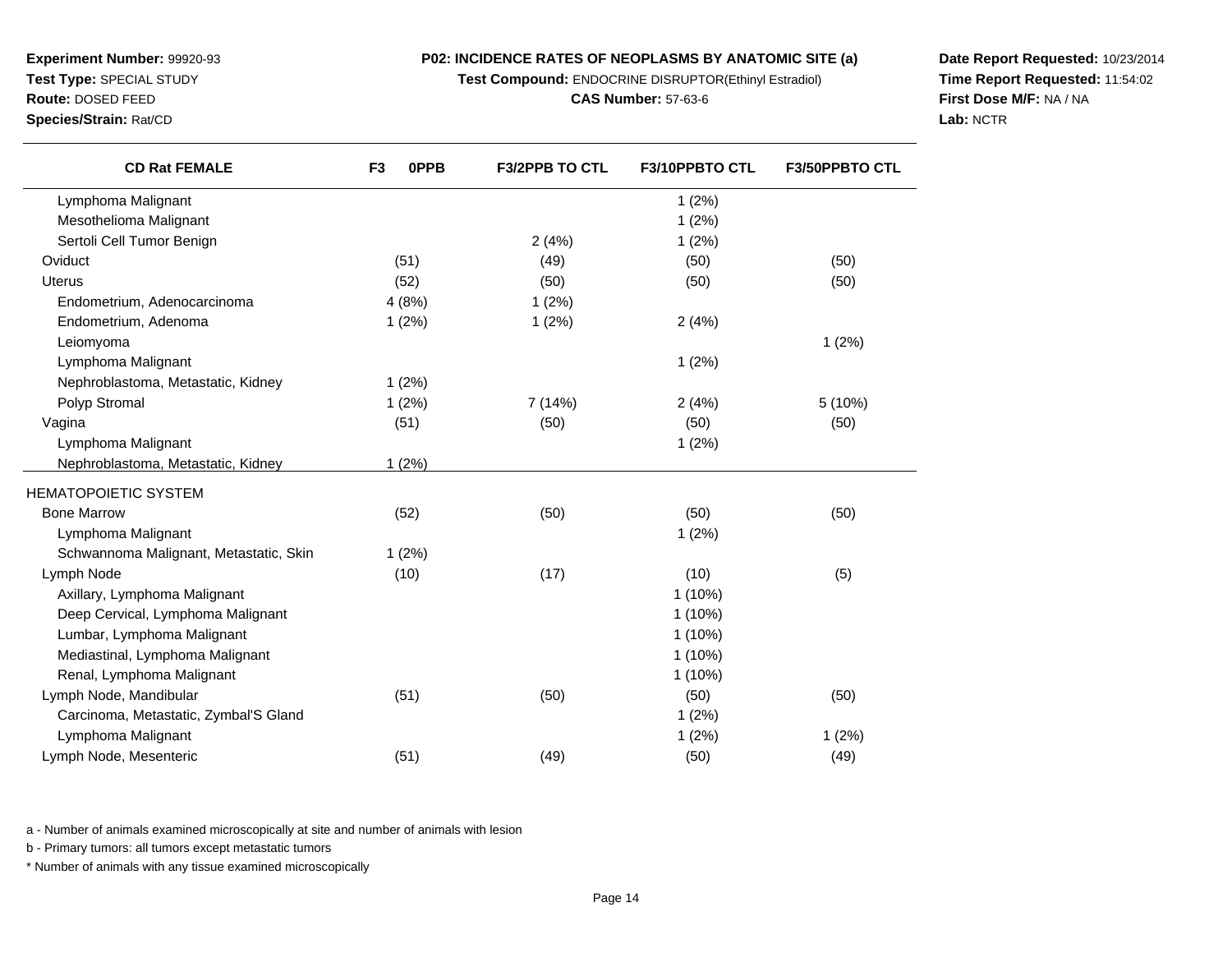**Experiment Number:** 99920-93
**Test Type:** SPECIAL STUDY
**Route:** DOSED FEED
**Species/Strain:** Rat/CD

**P02: INCIDENCE RATES OF NEOPLASMS BY ANATOMIC SITE (a)**
**Test Compound:** ENDOCRINE DISRUPTOR(Ethinyl Estradiol)
**CAS Number:** 57-63-6

**Date Report Requested:** 10/23/2014
**Time Report Requested:** 11:54:02
**First Dose M/F:** NA / NA
**Lab:** NCTR

| CD Rat FEMALE | F3 0PPB | F3/2PPB TO CTL | F3/10PPBTO CTL | F3/50PPBTO CTL |
|---|---|---|---|---|
| Lymphoma Malignant | | | 1 (2%) | |
| Mesothelioma Malignant | | | 1 (2%) | |
| Sertoli Cell Tumor Benign | | 2 (4%) | 1 (2%) | |
| Oviduct | (51) | (49) | (50) | (50) |
| Uterus | (52) | (50) | (50) | (50) |
| Endometrium, Adenocarcinoma | 4 (8%) | 1 (2%) | | |
| Endometrium, Adenoma | 1 (2%) | 1 (2%) | 2 (4%) | |
| Leiomyoma | | | | 1 (2%) |
| Lymphoma Malignant | | | 1 (2%) | |
| Nephroblastoma, Metastatic, Kidney | 1 (2%) | | | |
| Polyp Stromal | 1 (2%) | 7 (14%) | 2 (4%) | 5 (10%) |
| Vagina | (51) | (50) | (50) | (50) |
| Lymphoma Malignant | | | 1 (2%) | |
| Nephroblastoma, Metastatic, Kidney | 1 (2%) | | | |
| HEMATOPOIETIC SYSTEM | | | | |
| Bone Marrow | (52) | (50) | (50) | (50) |
| Lymphoma Malignant | | | 1 (2%) | |
| Schwannoma Malignant, Metastatic, Skin | 1 (2%) | | | |
| Lymph Node | (10) | (17) | (10) | (5) |
| Axillary, Lymphoma Malignant | | | 1 (10%) | |
| Deep Cervical, Lymphoma Malignant | | | 1 (10%) | |
| Lumbar, Lymphoma Malignant | | | 1 (10%) | |
| Mediastinal, Lymphoma Malignant | | | 1 (10%) | |
| Renal, Lymphoma Malignant | | | 1 (10%) | |
| Lymph Node, Mandibular | (51) | (50) | (50) | (50) |
| Carcinoma, Metastatic, Zymbal'S Gland | | | 1 (2%) | |
| Lymphoma Malignant | | | 1 (2%) | 1 (2%) |
| Lymph Node, Mesenteric | (51) | (49) | (50) | (49) |

a - Number of animals examined microscopically at site and number of animals with lesion

b - Primary tumors: all tumors except metastatic tumors

* Number of animals with any tissue examined microscopically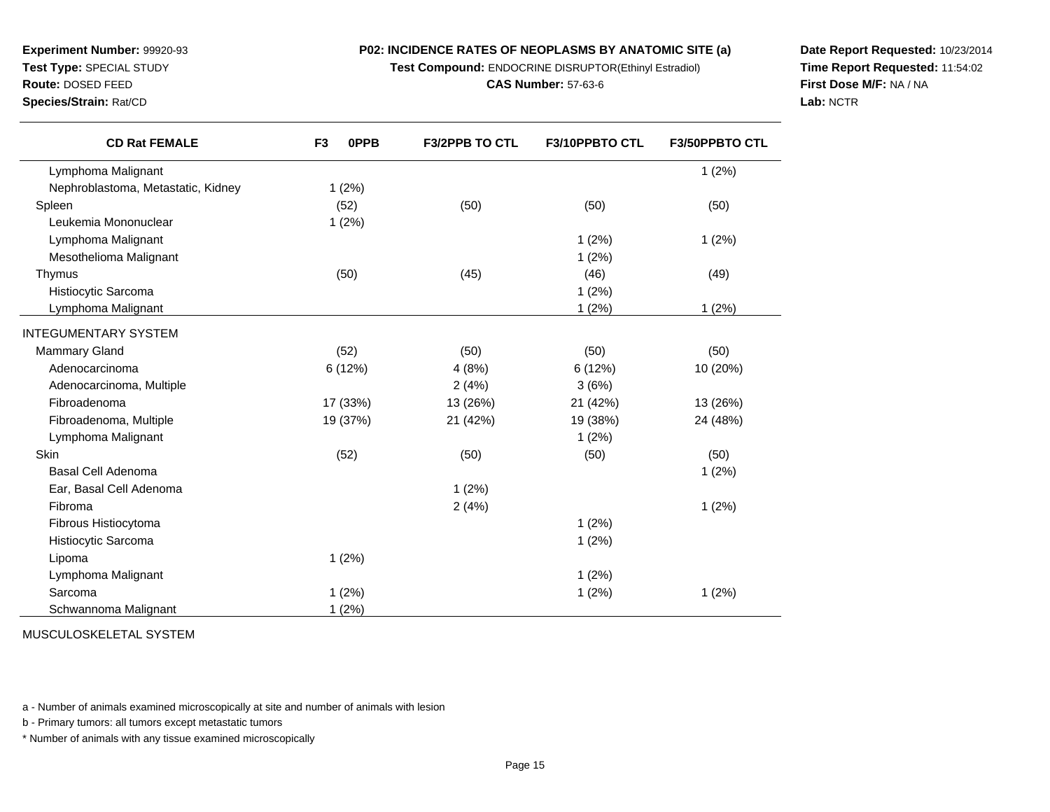**Experiment Number:** 99920-93
**Test Type:** SPECIAL STUDY
**Route:** DOSED FEED
**Species/Strain:** Rat/CD

**P02: INCIDENCE RATES OF NEOPLASMS BY ANATOMIC SITE (a)**
**Test Compound:** ENDOCRINE DISRUPTOR(Ethinyl Estradiol)
**CAS Number:** 57-63-6

**Date Report Requested:** 10/23/2014
**Time Report Requested:** 11:54:02
**First Dose M/F:** NA / NA
**Lab:** NCTR

| CD Rat FEMALE | F3 0PPB | F3/2PPB TO CTL | F3/10PPBTO CTL | F3/50PPBTO CTL |
|---|---|---|---|---|
| Lymphoma Malignant | | | | 1 (2%) |
| Nephroblastoma, Metastatic, Kidney | 1 (2%) | | | |
| Spleen | (52) | (50) | (50) | (50) |
| Leukemia Mononuclear | 1 (2%) | | | |
| Lymphoma Malignant | | | 1 (2%) | 1 (2%) |
| Mesothelioma Malignant | | | 1 (2%) | |
| Thymus | (50) | (45) | (46) | (49) |
| Histiocytic Sarcoma | | | 1 (2%) | |
| Lymphoma Malignant | | | 1 (2%) | 1 (2%) |
| INTEGUMENTARY SYSTEM | | | | |
| Mammary Gland | (52) | (50) | (50) | (50) |
| Adenocarcinoma | 6 (12%) | 4 (8%) | 6 (12%) | 10 (20%) |
| Adenocarcinoma, Multiple | | 2 (4%) | 3 (6%) | |
| Fibroadenoma | 17 (33%) | 13 (26%) | 21 (42%) | 13 (26%) |
| Fibroadenoma, Multiple | 19 (37%) | 21 (42%) | 19 (38%) | 24 (48%) |
| Lymphoma Malignant | | | 1 (2%) | |
| Skin | (52) | (50) | (50) | (50) |
| Basal Cell Adenoma | | | | 1 (2%) |
| Ear, Basal Cell Adenoma | | 1 (2%) | | |
| Fibroma | | 2 (4%) | | 1 (2%) |
| Fibrous Histiocytoma | | | 1 (2%) | |
| Histiocytic Sarcoma | | | 1 (2%) | |
| Lipoma | 1 (2%) | | | |
| Lymphoma Malignant | | | 1 (2%) | |
| Sarcoma | 1 (2%) | | 1 (2%) | 1 (2%) |
| Schwannoma Malignant | 1 (2%) | | | |
| MUSCULOSKELETAL SYSTEM | | | | |

a - Number of animals examined microscopically at site and number of animals with lesion

b - Primary tumors: all tumors except metastatic tumors

* Number of animals with any tissue examined microscopically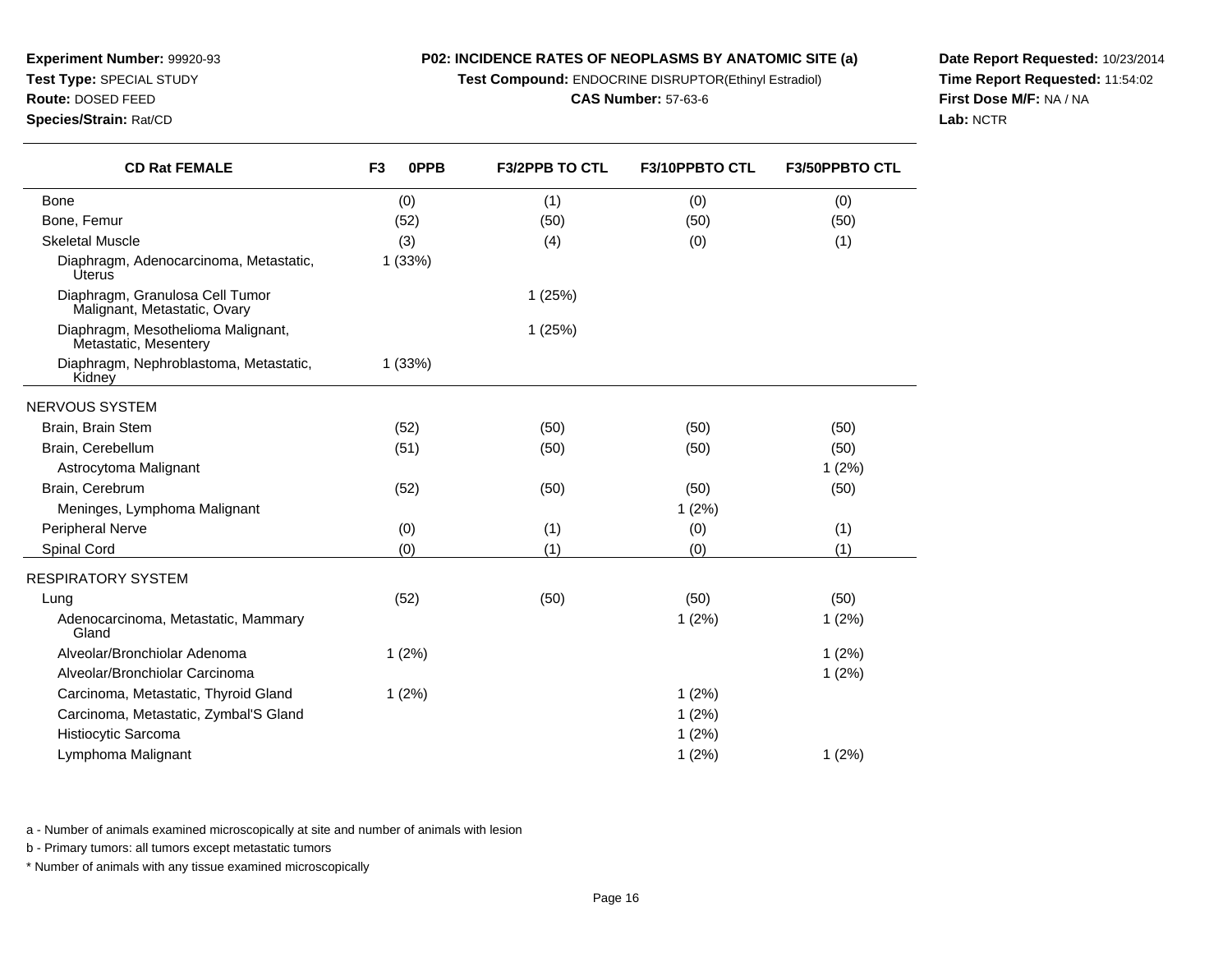**Experiment Number:** 99920-93
**Test Type:** SPECIAL STUDY
**Route:** DOSED FEED
**Species/Strain:** Rat/CD

**P02: INCIDENCE RATES OF NEOPLASMS BY ANATOMIC SITE (a)**
**Test Compound:** ENDOCRINE DISRUPTOR(Ethinyl Estradiol)
**CAS Number:** 57-63-6

**Date Report Requested:** 10/23/2014
**Time Report Requested:** 11:54:02
**First Dose M/F:** NA / NA
**Lab:** NCTR

| CD Rat FEMALE | F3 0PPB | F3/2PPB TO CTL | F3/10PPBTO CTL | F3/50PPBTO CTL |
|---|---|---|---|---|
| Bone | (0) | (1) | (0) | (0) |
| Bone, Femur | (52) | (50) | (50) | (50) |
| Skeletal Muscle | (3) | (4) | (0) | (1) |
| Diaphragm, Adenocarcinoma, Metastatic, Uterus | 1 (33%) | | | |
| Diaphragm, Granulosa Cell Tumor Malignant, Metastatic, Ovary | | 1 (25%) | | |
| Diaphragm, Mesothelioma Malignant, Metastatic, Mesentery | | 1 (25%) | | |
| Diaphragm, Nephroblastoma, Metastatic, Kidney | 1 (33%) | | | |
| NERVOUS SYSTEM | | | | |
| Brain, Brain Stem | (52) | (50) | (50) | (50) |
| Brain, Cerebellum | (51) | (50) | (50) | (50) |
| Astrocytoma Malignant | | | | 1 (2%) |
| Brain, Cerebrum | (52) | (50) | (50) | (50) |
| Meninges, Lymphoma Malignant | | | 1 (2%) | |
| Peripheral Nerve | (0) | (1) | (0) | (1) |
| Spinal Cord | (0) | (1) | (0) | (1) |
| RESPIRATORY SYSTEM | | | | |
| Lung | (52) | (50) | (50) | (50) |
| Adenocarcinoma, Metastatic, Mammary Gland | | | 1 (2%) | 1 (2%) |
| Alveolar/Bronchiolar Adenoma | 1 (2%) | | | 1 (2%) |
| Alveolar/Bronchiolar Carcinoma | | | | 1 (2%) |
| Carcinoma, Metastatic, Thyroid Gland | 1 (2%) | | 1 (2%) | |
| Carcinoma, Metastatic, Zymbal'S Gland | | | 1 (2%) | |
| Histiocytic Sarcoma | | | 1 (2%) | |
| Lymphoma Malignant | | | 1 (2%) | 1 (2%) |

a - Number of animals examined microscopically at site and number of animals with lesion

b - Primary tumors: all tumors except metastatic tumors

* Number of animals with any tissue examined microscopically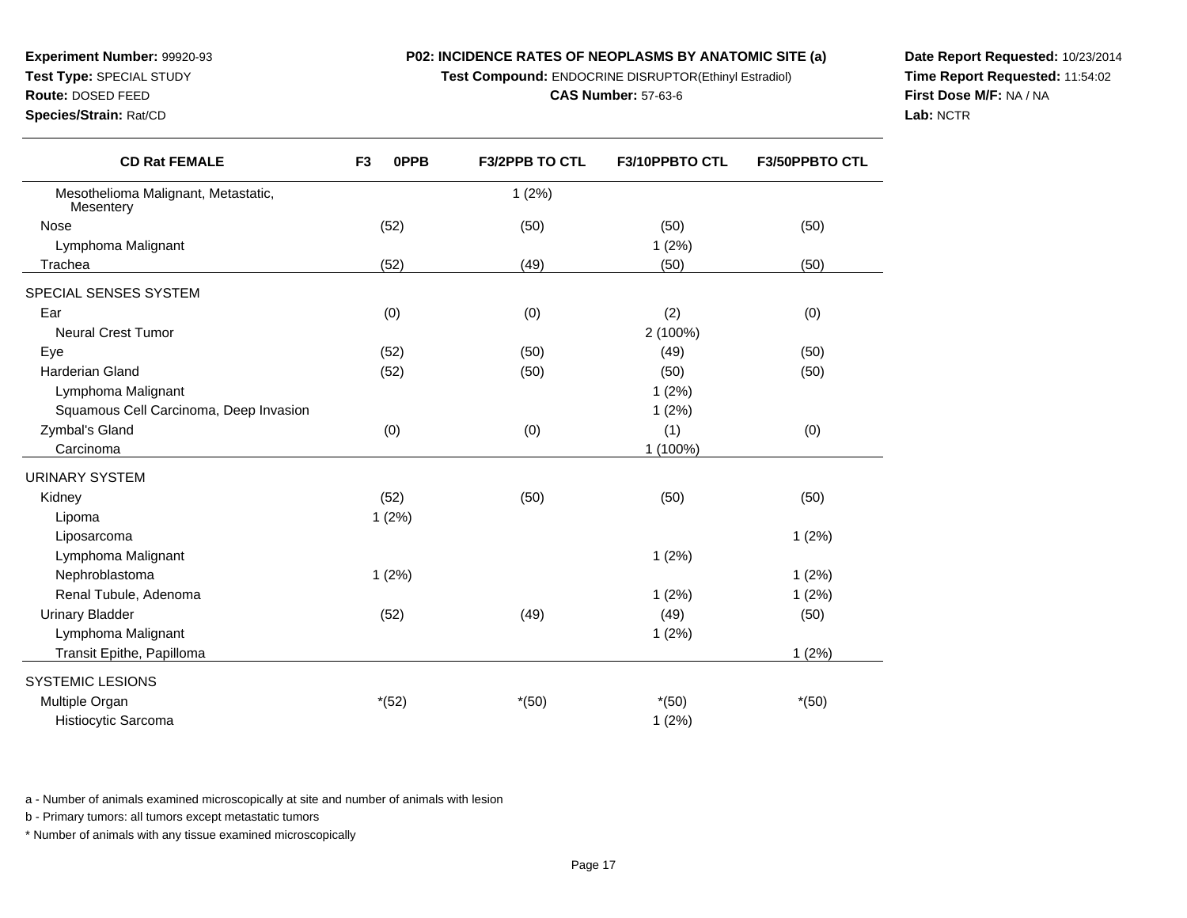**Experiment Number:** 99920-93
**Test Type:** SPECIAL STUDY
**Route:** DOSED FEED
**Species/Strain:** Rat/CD

**P02: INCIDENCE RATES OF NEOPLASMS BY ANATOMIC SITE (a)**
**Test Compound:** ENDOCRINE DISRUPTOR(Ethinyl Estradiol)
**CAS Number:** 57-63-6

**Date Report Requested:** 10/23/2014
**Time Report Requested:** 11:54:02
**First Dose M/F:** NA / NA
**Lab:** NCTR

| CD Rat FEMALE | F3 0PPB | F3/2PPB TO CTL | F3/10PPBTO CTL | F3/50PPBTO CTL |
|---|---|---|---|---|
| Mesothelioma Malignant, Metastatic, Mesentery | | 1 (2%) | | |
| Nose | (52) | (50) | (50) | (50) |
| Lymphoma Malignant | | | 1 (2%) | |
| Trachea | (52) | (49) | (50) | (50) |
| SPECIAL SENSES SYSTEM | | | | |
| Ear | (0) | (0) | (2) | (0) |
| Neural Crest Tumor | | | 2 (100%) | |
| Eye | (52) | (50) | (49) | (50) |
| Harderian Gland | (52) | (50) | (50) | (50) |
| Lymphoma Malignant | | | 1 (2%) | |
| Squamous Cell Carcinoma, Deep Invasion | | | 1 (2%) | |
| Zymbal's Gland | (0) | (0) | (1) | (0) |
| Carcinoma | | | 1 (100%) | |
| URINARY SYSTEM | | | | |
| Kidney | (52) | (50) | (50) | (50) |
| Lipoma | 1 (2%) | | | |
| Liposarcoma | | | | 1 (2%) |
| Lymphoma Malignant | | | 1 (2%) | |
| Nephroblastoma | 1 (2%) | | | 1 (2%) |
| Renal Tubule, Adenoma | | | 1 (2%) | 1 (2%) |
| Urinary Bladder | (52) | (49) | (49) | (50) |
| Lymphoma Malignant | | | 1 (2%) | |
| Transit Epithe, Papilloma | | | | 1 (2%) |
| SYSTEMIC LESIONS | | | | |
| Multiple Organ | *(52) | *(50) | *(50) | *(50) |
| Histiocytic Sarcoma | | | 1 (2%) | |

a - Number of animals examined microscopically at site and number of animals with lesion

b - Primary tumors: all tumors except metastatic tumors

* Number of animals with any tissue examined microscopically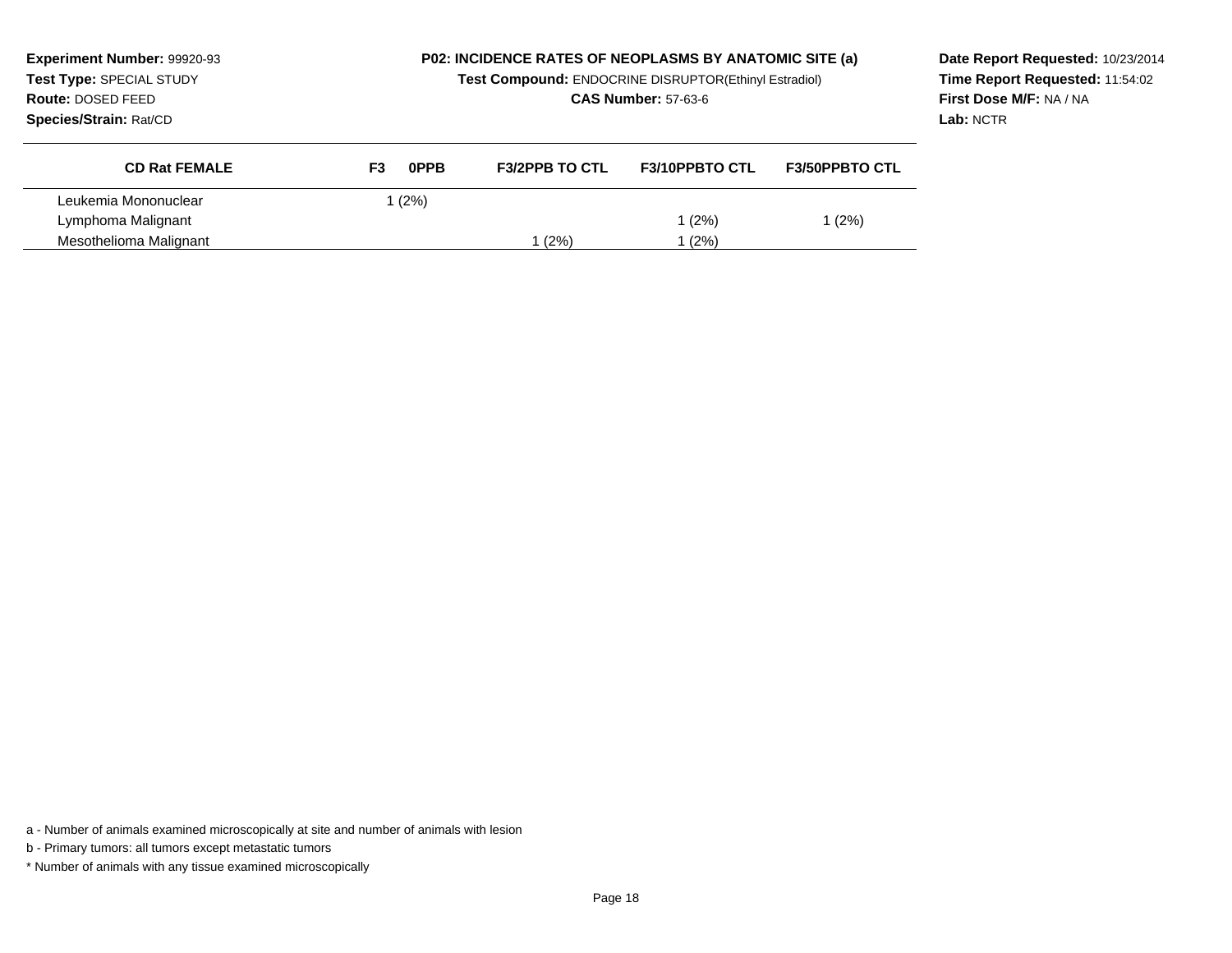**Experiment Number:** 99920-93
**Test Type:** SPECIAL STUDY
**Route:** DOSED FEED
**Species/Strain:** Rat/CD

**P02: INCIDENCE RATES OF NEOPLASMS BY ANATOMIC SITE (a)**
**Test Compound:** ENDOCRINE DISRUPTOR(Ethinyl Estradiol)
**CAS Number:** 57-63-6

**Date Report Requested:** 10/23/2014
**Time Report Requested:** 11:54:02
**First Dose M/F:** NA / NA
**Lab:** NCTR

| CD Rat FEMALE | F3 0PPB | F3/2PPB TO CTL | F3/10PPBTO CTL | F3/50PPBTO CTL |
|---|---|---|---|---|
| Leukemia Mononuclear | 1 (2%) | | | |
| Lymphoma Malignant | | | 1 (2%) | 1 (2%) |
| Mesothelioma Malignant | | 1 (2%) | 1 (2%) | |

a - Number of animals examined microscopically at site and number of animals with lesion

b - Primary tumors: all tumors except metastatic tumors

* Number of animals with any tissue examined microscopically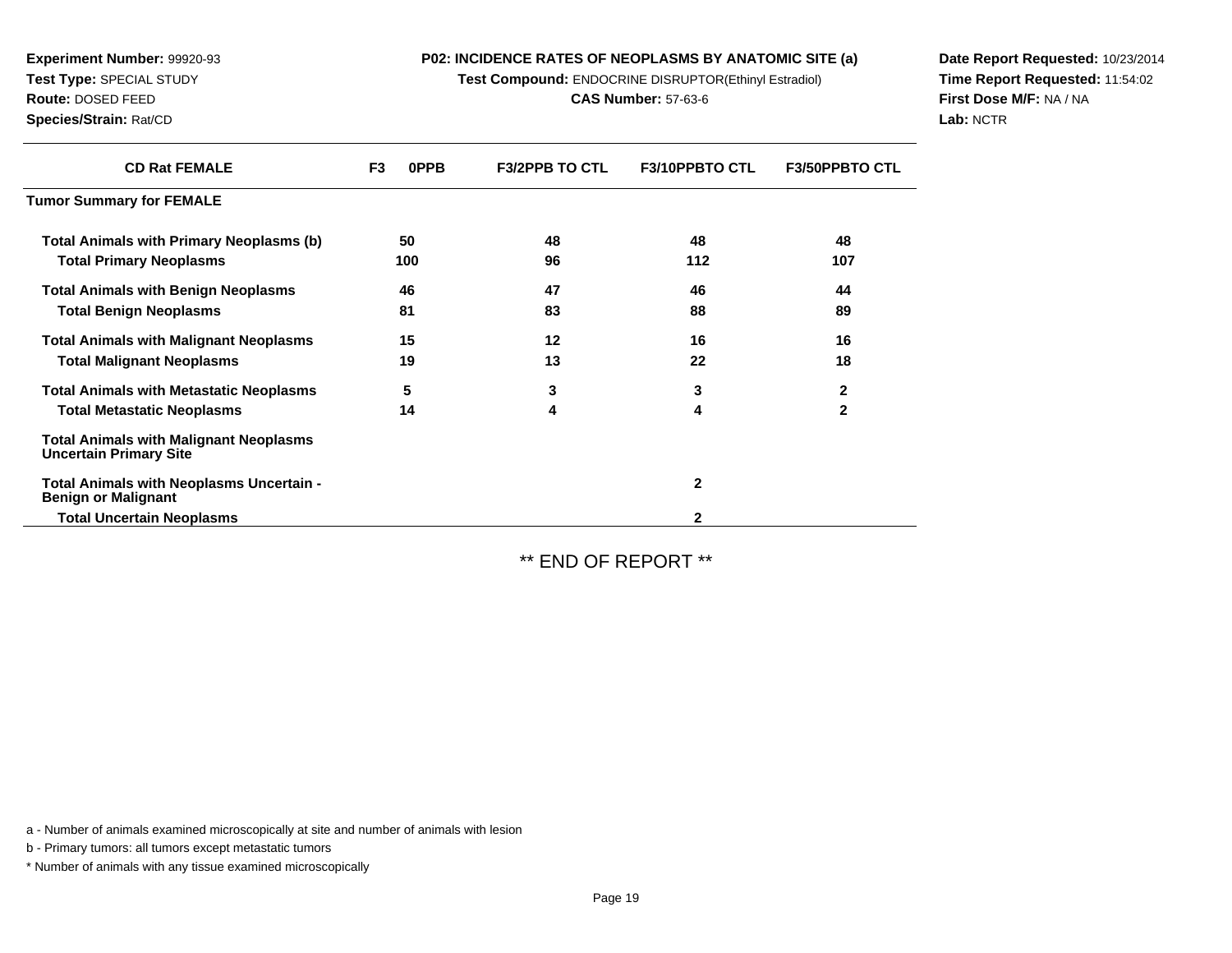**Experiment Number:** 99920-93
**Test Type:** SPECIAL STUDY
**Route:** DOSED FEED
**Species/Strain:** Rat/CD

**P02: INCIDENCE RATES OF NEOPLASMS BY ANATOMIC SITE (a)**
**Test Compound:** ENDOCRINE DISRUPTOR(Ethinyl Estradiol)
**CAS Number:** 57-63-6

**Date Report Requested:** 10/23/2014
**Time Report Requested:** 11:54:02
**First Dose M/F:** NA / NA
**Lab:** NCTR

| CD Rat FEMALE | F3 0PPB | F3/2PPB TO CTL | F3/10PPBTO CTL | F3/50PPBTO CTL |
|---|---|---|---|---|
| **Tumor Summary for FEMALE** | | | | |
| **Total Animals with Primary Neoplasms (b)** | 50 | 48 | 48 | 48 |
| **Total Primary Neoplasms** | 100 | 96 | 112 | 107 |
| **Total Animals with Benign Neoplasms** | 46 | 47 | 46 | 44 |
| **Total Benign Neoplasms** | 81 | 83 | 88 | 89 |
| **Total Animals with Malignant Neoplasms** | 15 | 12 | 16 | 16 |
| **Total Malignant Neoplasms** | 19 | 13 | 22 | 18 |
| **Total Animals with Metastatic Neoplasms** | 5 | 3 | 3 | 2 |
| **Total Metastatic Neoplasms** | 14 | 4 | 4 | 2 |
| **Total Animals with Malignant Neoplasms Uncertain Primary Site** | | | | |
| **Total Animals with Neoplasms Uncertain - Benign or Malignant** | | | 2 | |
| **Total Uncertain Neoplasms** | | | 2 | |

** END OF REPORT **

a - Number of animals examined microscopically at site and number of animals with lesion

b - Primary tumors: all tumors except metastatic tumors

* Number of animals with any tissue examined microscopically